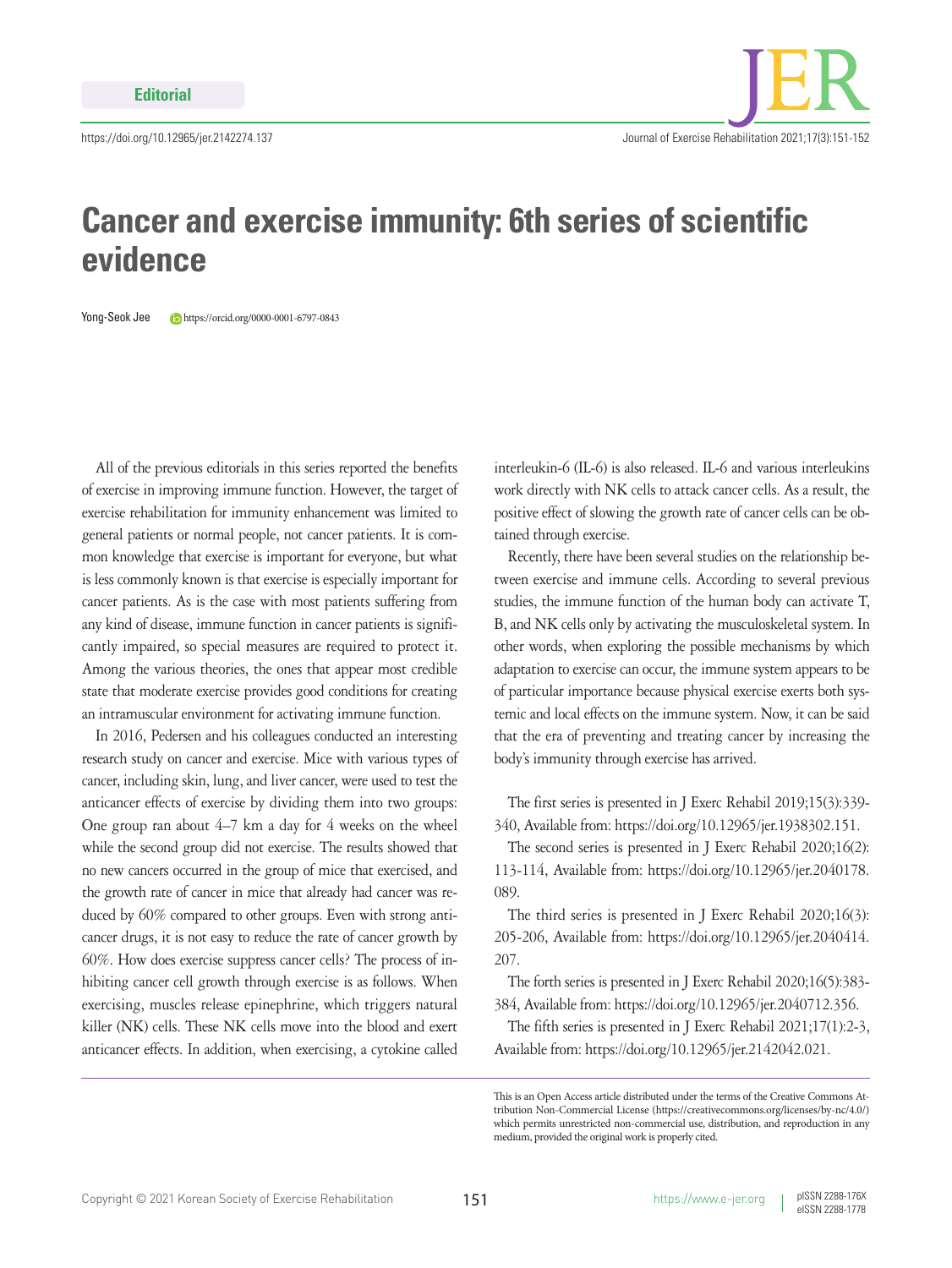Editorial

https://doi.org/10.12965/jer.2142274.137

# Cancer and exercise immunity: 6th series of scientific evidence

Yong-Seok Jee https://orcid.org/0000-0001-6797-0843

All of the previous editorials in this series reported the benefits of exercise in improving immune function. However, the target of exercise rehabilitation for immunity enhancement was limited to general patients or normal people, not cancer patients. It is common knowledge that exercise is important for everyone, but what is less commonly known is that exercise is especially important for cancer patients. As is the case with most patients suffering from any kind of disease, immune function in cancer patients is significantly impaired, so special measures are required to protect it. Among the various theories, the ones that appear most credible state that moderate exercise provides good conditions for creating an intramuscular environment for activating immune function.

In 2016, Pedersen and his colleagues conducted an interesting research study on cancer and exercise. Mice with various types of cancer, including skin, lung, and liver cancer, were used to test the anticancer effects of exercise by dividing them into two groups: One group ran about 4–7 km a day for 4 weeks on the wheel while the second group did not exercise. The results showed that no new cancers occurred in the group of mice that exercised, and the growth rate of cancer in mice that already had cancer was reduced by 60% compared to other groups. Even with strong anticancer drugs, it is not easy to reduce the rate of cancer growth by 60%. How does exercise suppress cancer cells? The process of inhibiting cancer cell growth through exercise is as follows. When exercising, muscles release epinephrine, which triggers natural killer (NK) cells. These NK cells move into the blood and exert anticancer effects. In addition, when exercising, a cytokine called interleukin-6 (IL-6) is also released. IL-6 and various interleukins work directly with NK cells to attack cancer cells. As a result, the positive effect of slowing the growth rate of cancer cells can be obtained through exercise.

Recently, there have been several studies on the relationship between exercise and immune cells. According to several previous studies, the immune function of the human body can activate T, B, and NK cells only by activating the musculoskeletal system. In other words, when exploring the possible mechanisms by which adaptation to exercise can occur, the immune system appears to be of particular importance because physical exercise exerts both systemic and local effects on the immune system. Now, it can be said that the era of preventing and treating cancer by increasing the body's immunity through exercise has arrived.

The first series is presented in J Exerc Rehabil 2019;15(3):339-340, Available from: https://doi.org/10.12965/jer.1938302.151.

The second series is presented in J Exerc Rehabil 2020;16(2):113-114, Available from: https://doi.org/10.12965/jer.2040178.089.

The third series is presented in J Exerc Rehabil 2020;16(3):205-206, Available from: https://doi.org/10.12965/jer.2040414.207.

The forth series is presented in J Exerc Rehabil 2020;16(5):383-384, Available from: https://doi.org/10.12965/jer.2040712.356.

The fifth series is presented in J Exerc Rehabil 2021;17(1):2-3, Available from: https://doi.org/10.12965/jer.2142042.021.

This is an Open Access article distributed under the terms of the Creative Commons Attribution Non-Commercial License (https://creativecommons.org/licenses/by-nc/4.0/) which permits unrestricted non-commercial use, distribution, and reproduction in any medium, provided the original work is properly cited.

Copyright © 2021 Korean Society of Exercise Rehabilitation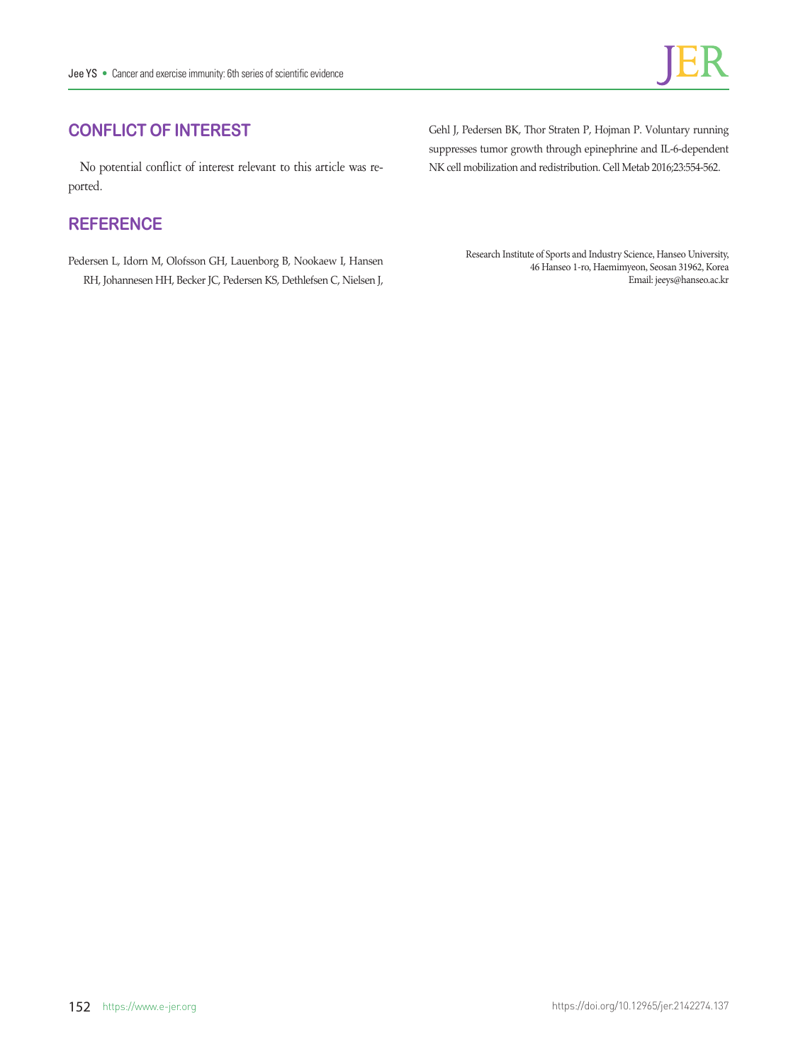## CONFLICT OF INTEREST

No potential conflict of interest relevant to this article was reported.

## REFERENCE

Pedersen L, Idorn M, Olofsson GH, Lauenborg B, Nookaew I, Hansen RH, Johannesen HH, Becker JC, Pedersen KS, Dethlefsen C, Nielsen J, Gehl J, Pedersen BK, Thor Straten P, Hojman P. Voluntary running suppresses tumor growth through epinephrine and IL-6-dependent NK cell mobilization and redistribution. Cell Metab 2016;23:554-562.

Research Institute of Sports and Industry Science, Hanseo University, 46 Hanseo 1-ro, Haemimyeon, Seosan 31962, Korea
Email: jeeys@hanseo.ac.kr